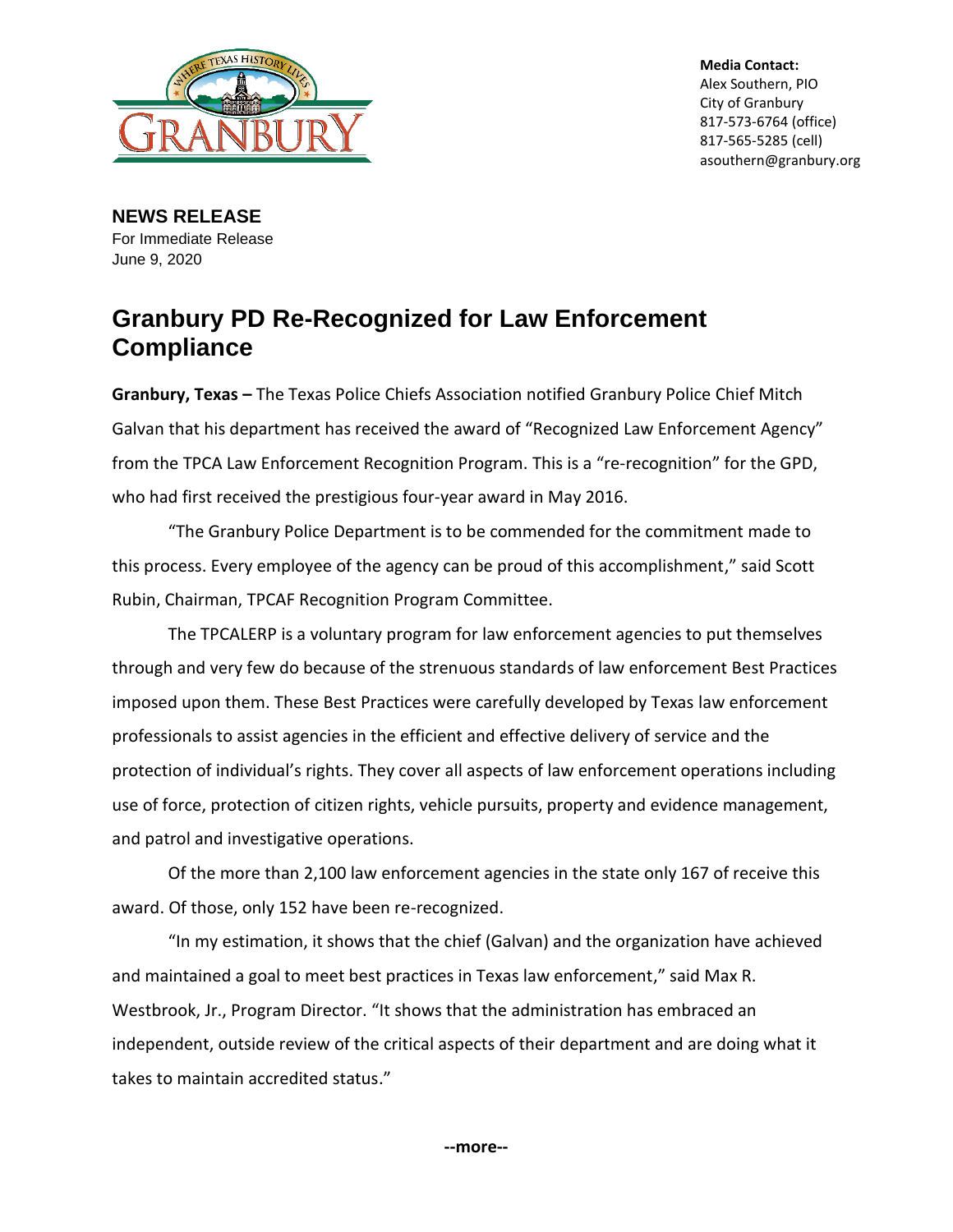**Media Contact:**
Alex Southern, PIO
City of Granbury
817-573-6764 (office)
817-565-5285 (cell)
asouthern@granbury.org

**NEWS RELEASE**
For Immediate Release
June 9, 2020

# Granbury PD Re-Recognized for Law Enforcement Compliance

**Granbury, Texas –** The Texas Police Chiefs Association notified Granbury Police Chief Mitch Galvan that his department has received the award of "Recognized Law Enforcement Agency" from the TPCA Law Enforcement Recognition Program. This is a "re-recognition" for the GPD, who had first received the prestigious four-year award in May 2016.

"The Granbury Police Department is to be commended for the commitment made to this process. Every employee of the agency can be proud of this accomplishment," said Scott Rubin, Chairman, TPCAF Recognition Program Committee.

The TPCALERP is a voluntary program for law enforcement agencies to put themselves through and very few do because of the strenuous standards of law enforcement Best Practices imposed upon them. These Best Practices were carefully developed by Texas law enforcement professionals to assist agencies in the efficient and effective delivery of service and the protection of individual's rights. They cover all aspects of law enforcement operations including use of force, protection of citizen rights, vehicle pursuits, property and evidence management, and patrol and investigative operations.

Of the more than 2,100 law enforcement agencies in the state only 167 of receive this award. Of those, only 152 have been re-recognized.

"In my estimation, it shows that the chief (Galvan) and the organization have achieved and maintained a goal to meet best practices in Texas law enforcement," said Max R. Westbrook, Jr., Program Director. "It shows that the administration has embraced an independent, outside review of the critical aspects of their department and are doing what it takes to maintain accredited status."

**--more--**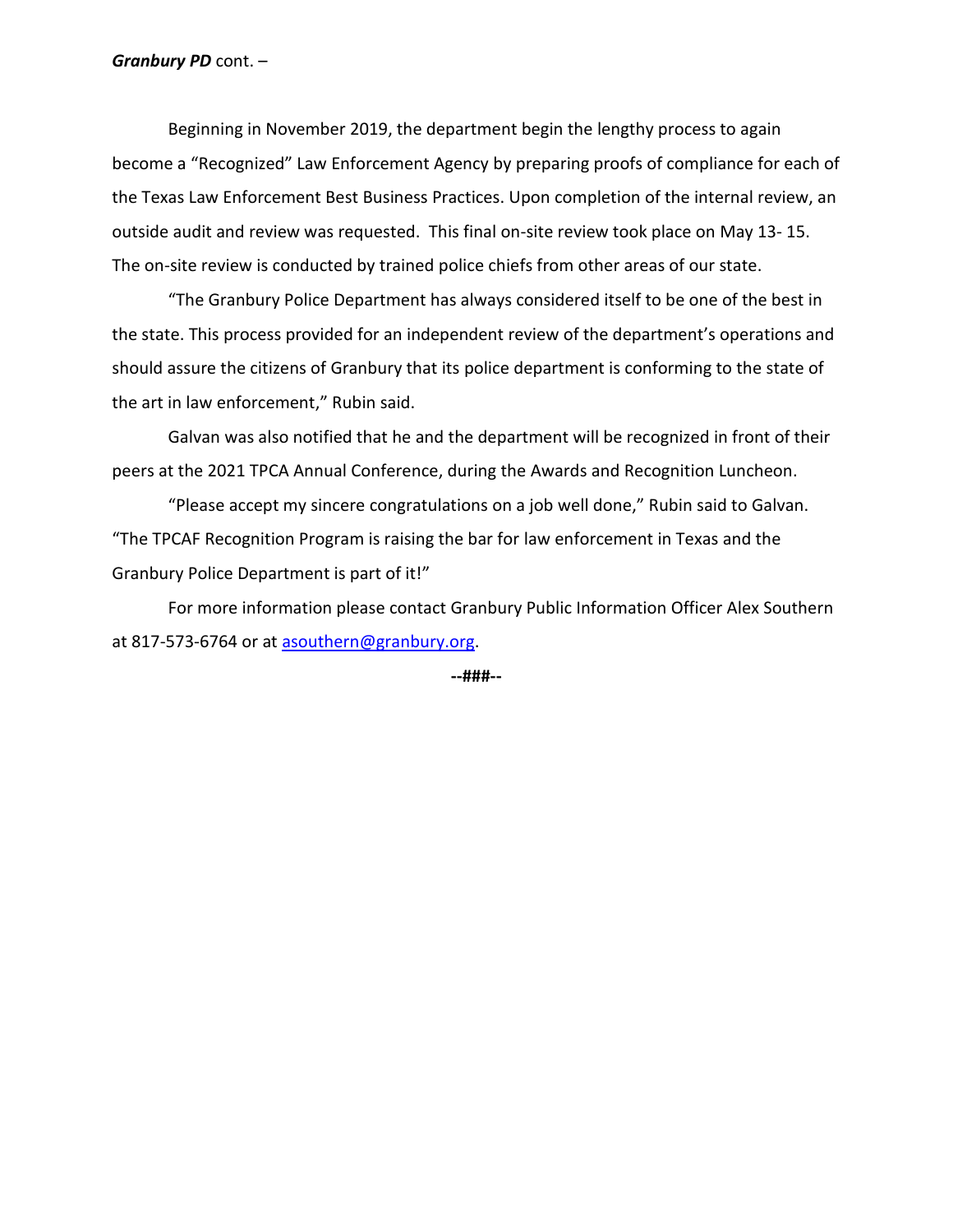***Granbury PD*** cont. –

Beginning in November 2019, the department begin the lengthy process to again become a “Recognized” Law Enforcement Agency by preparing proofs of compliance for each of the Texas Law Enforcement Best Business Practices. Upon completion of the internal review, an outside audit and review was requested. This final on-site review took place on May 13- 15. The on-site review is conducted by trained police chiefs from other areas of our state.

“The Granbury Police Department has always considered itself to be one of the best in the state. This process provided for an independent review of the department’s operations and should assure the citizens of Granbury that its police department is conforming to the state of the art in law enforcement,” Rubin said.

Galvan was also notified that he and the department will be recognized in front of their peers at the 2021 TPCA Annual Conference, during the Awards and Recognition Luncheon.

“Please accept my sincere congratulations on a job well done,” Rubin said to Galvan. “The TPCAF Recognition Program is raising the bar for law enforcement in Texas and the Granbury Police Department is part of it!”

For more information please contact Granbury Public Information Officer Alex Southern at 817-573-6764 or at asouthern@granbury.org.

**--###--**